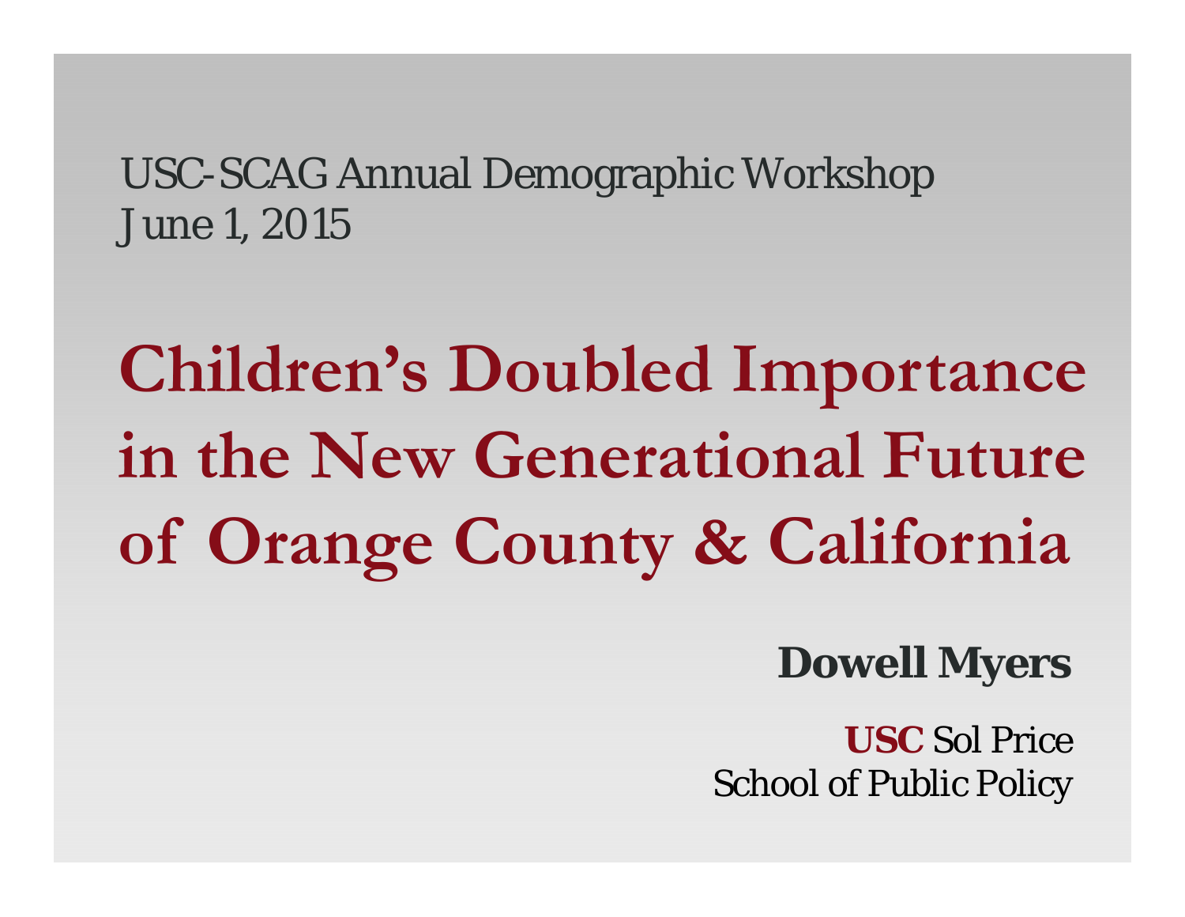USC-SCAG Annual Demographic Workshop
June 1, 2015

# Children's Doubled Importance in the New Generational Future of Orange County & California

**Dowell Myers**

**USC** Sol Price
School of Public Policy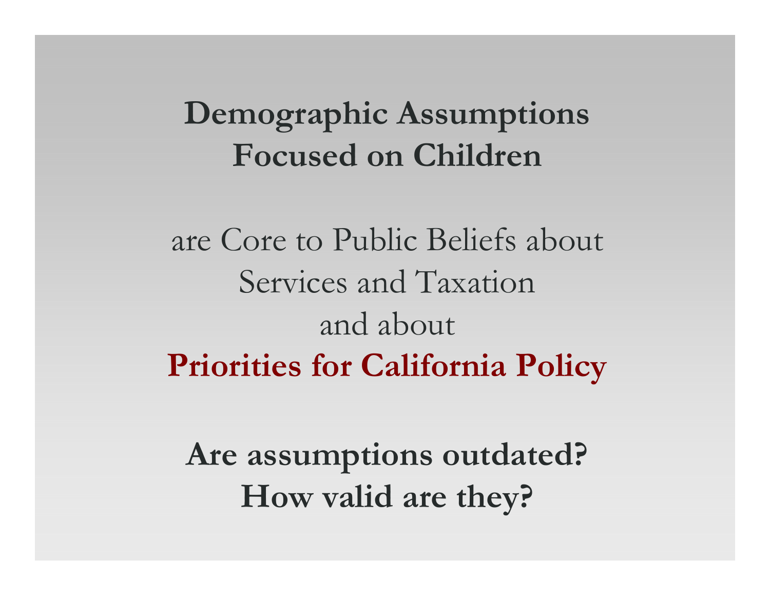# Demographic Assumptions Focused on Children

are Core to Public Beliefs about Services and Taxation and about

**Priorities for California Policy**

**Are assumptions outdated? How valid are they?**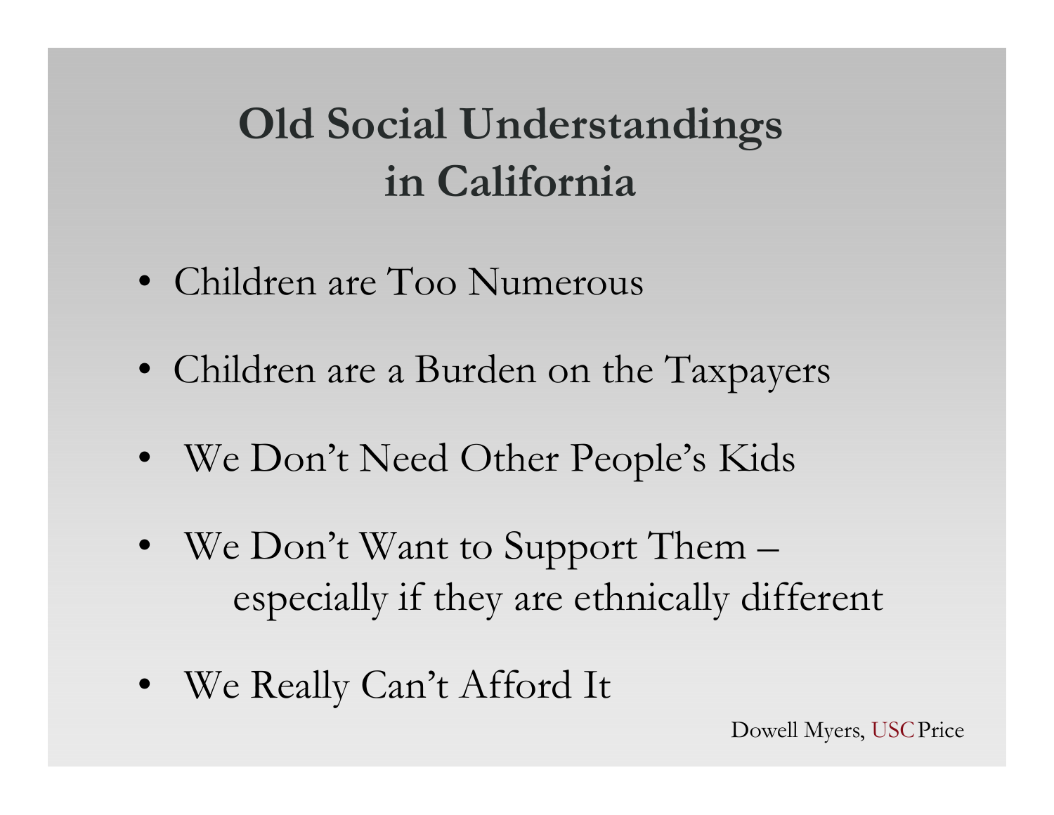# Old Social Understandings in California

- Children are Too Numerous
- Children are a Burden on the Taxpayers
- We Don't Need Other People's Kids
- We Don't Want to Support Them – especially if they are ethnically different
- We Really Can't Afford It

Dowell Myers, USC Price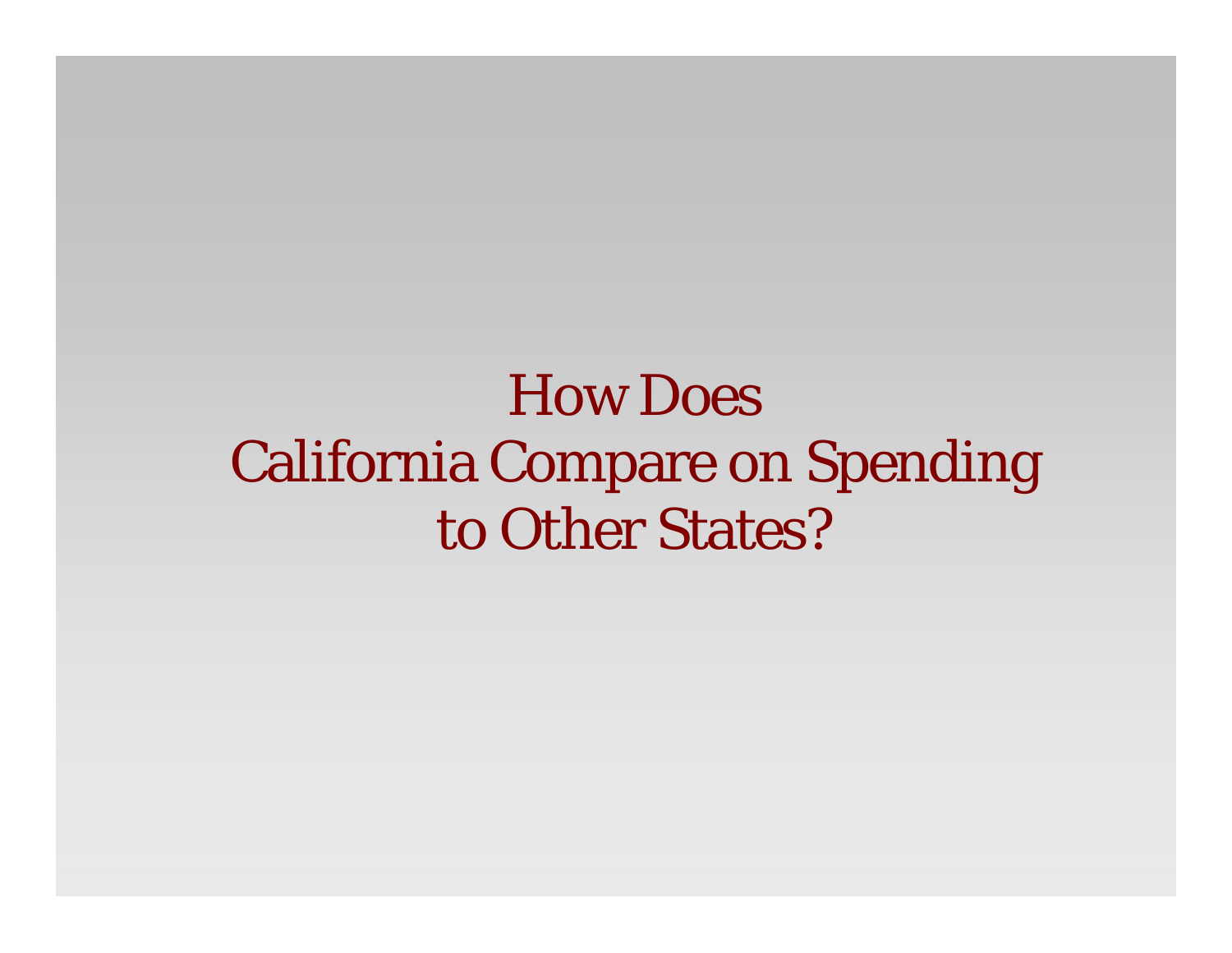# How Does California Compare on Spending to Other States?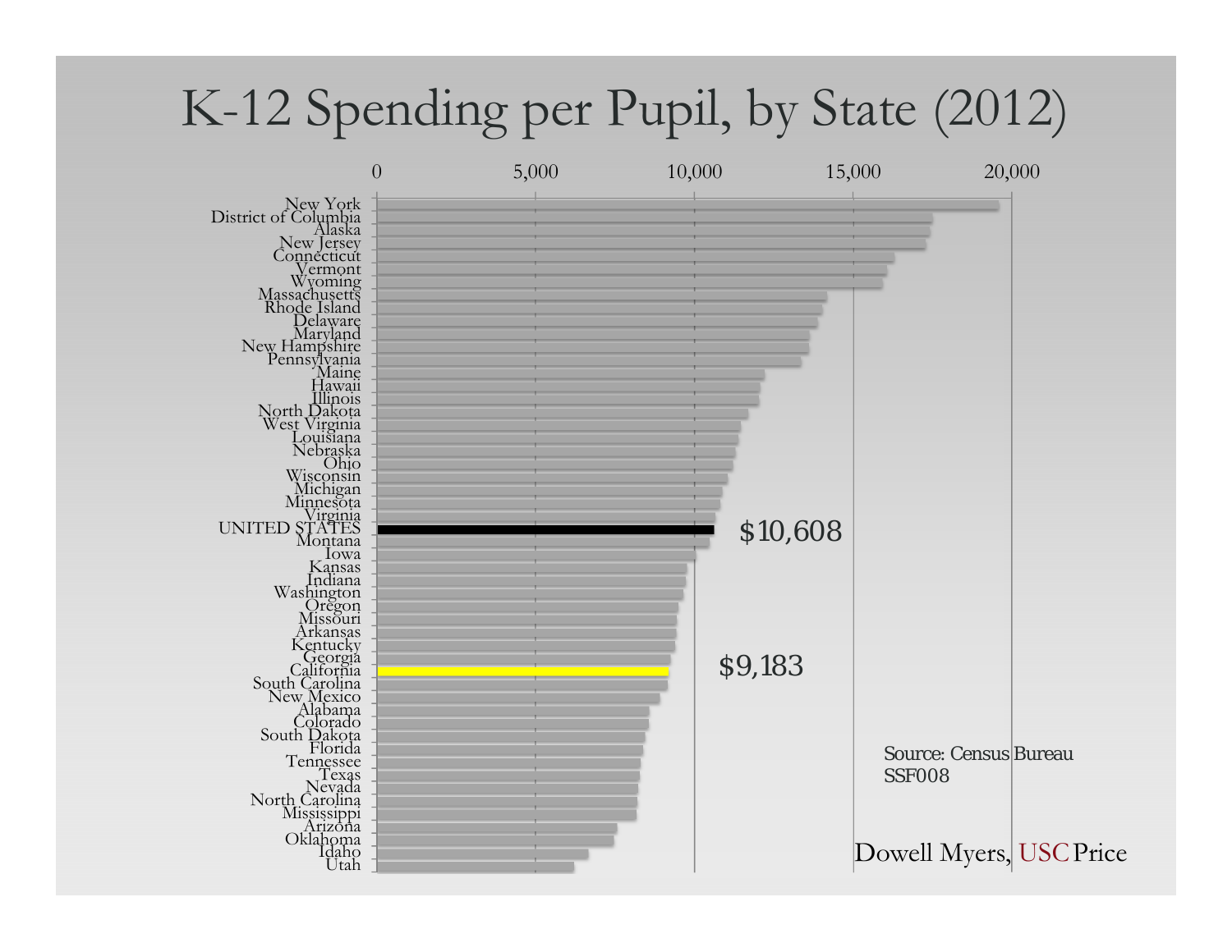# K-12 Spending per Pupil, by State (2012)

0 5,000 10,000 15,000 20,000

New York
District of Columbia
Alaska
New Jersey
Connecticut
Vermont
Wyoming
Massachusetts
Rhode Island
Delaware
Maryland
New Hampshire
Pennsylvania
Maine
Hawaii
Illinois
North Dakota
West Virginia
Louisiana
Nebraska
Ohio
Wisconsin
Michigan
Minnesota
Virginia
UNITED STATES — $10,608
Montana
Iowa
Kansas
Indiana
Washington
Oregon
Missouri
Arkansas
Kentucky
Georgia
California — $9,183
South Carolina
New Mexico
Alabama
Colorado
South Dakota
Florida
Tennessee
Texas
Nevada
North Carolina
Mississippi
Arizona
Oklahoma
Idaho
Utah

Source: Census Bureau
SSF008

Dowell Myers, USC Price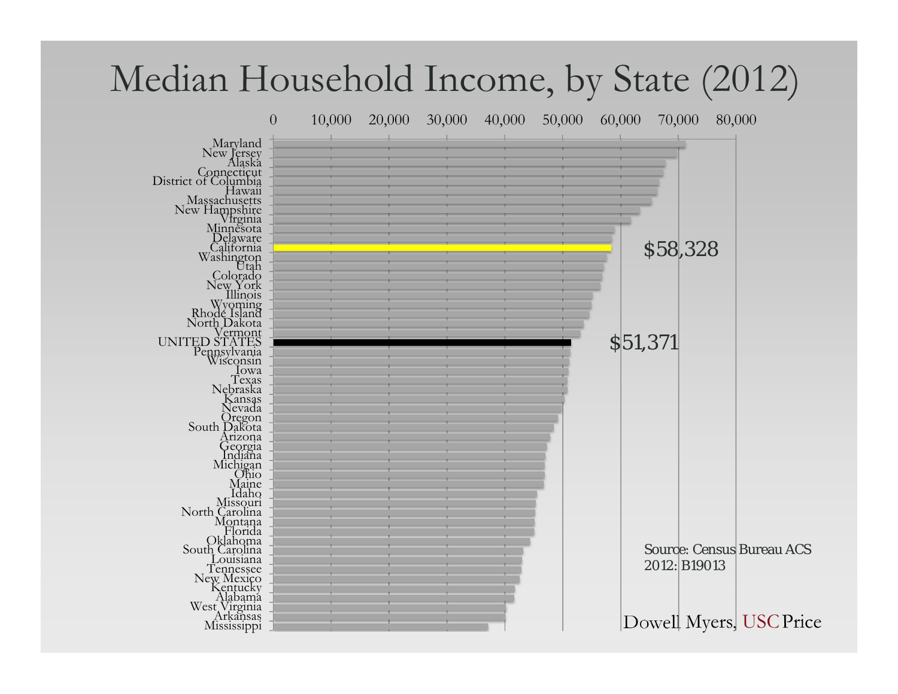# Median Household Income, by State (2012)

| State | Median Household Income |
| --- | --- |
| Maryland | |
| New Jersey | |
| Alaska | |
| Connecticut | |
| District of Columbia | |
| Hawaii | |
| Massachusetts | |
| New Hampshire | |
| Virginia | |
| Minnesota | |
| Delaware | |
| California | $58,328 |
| Washington | |
| Utah | |
| Colorado | |
| New York | |
| Illinois | |
| Wyoming | |
| Rhode Island | |
| North Dakota | |
| Vermont | |
| UNITED STATES | $51,371 |
| Pennsylvania | |
| Wisconsin | |
| Iowa | |
| Texas | |
| Nebraska | |
| Kansas | |
| Nevada | |
| Oregon | |
| South Dakota | |
| Arizona | |
| Georgia | |
| Indiana | |
| Michigan | |
| Ohio | |
| Maine | |
| Idaho | |
| Missouri | |
| North Carolina | |
| Montana | |
| Florida | |
| Oklahoma | |
| South Carolina | |
| Louisiana | |
| Tennessee | |
| New Mexico | |
| Kentucky | |
| Alabama | |
| West Virginia | |
| Arkansas | |
| Mississippi | |

Source: Census Bureau ACS 2012: B19013

Dowell Myers, USC Price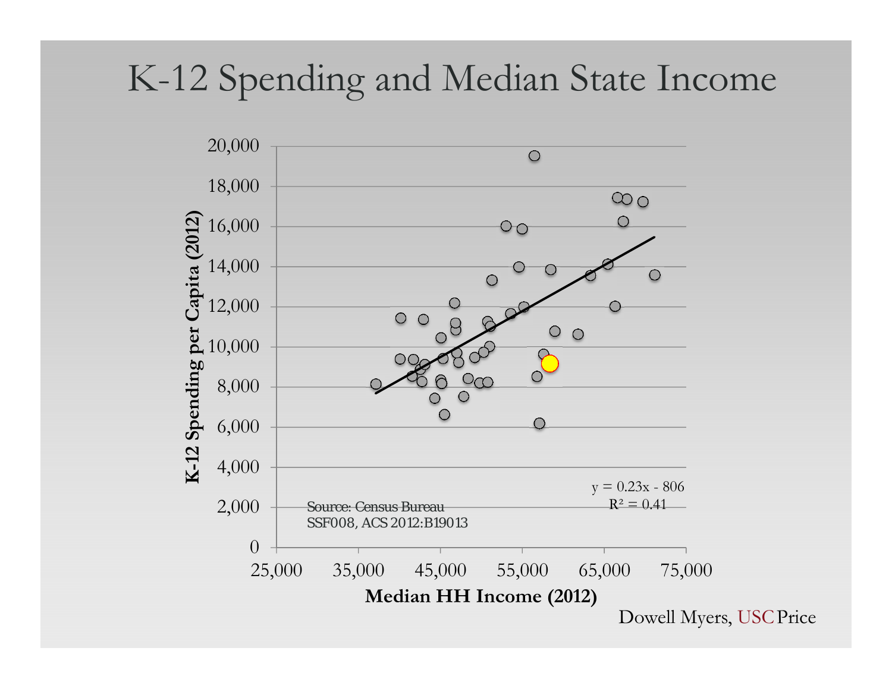# K-12 Spending and Median State Income

K-12 Spending per Capita (2012)

20,000
18,000
16,000
14,000
12,000
10,000
8,000
6,000
4,000
2,000
0

25,000 35,000 45,000 55,000 65,000 75,000

Median HH Income (2012)

$y = 0.23x - 806$
$R^2 = 0.41$

Source: Census Bureau
SSF008, ACS 2012:B19013

Dowell Myers, USC Price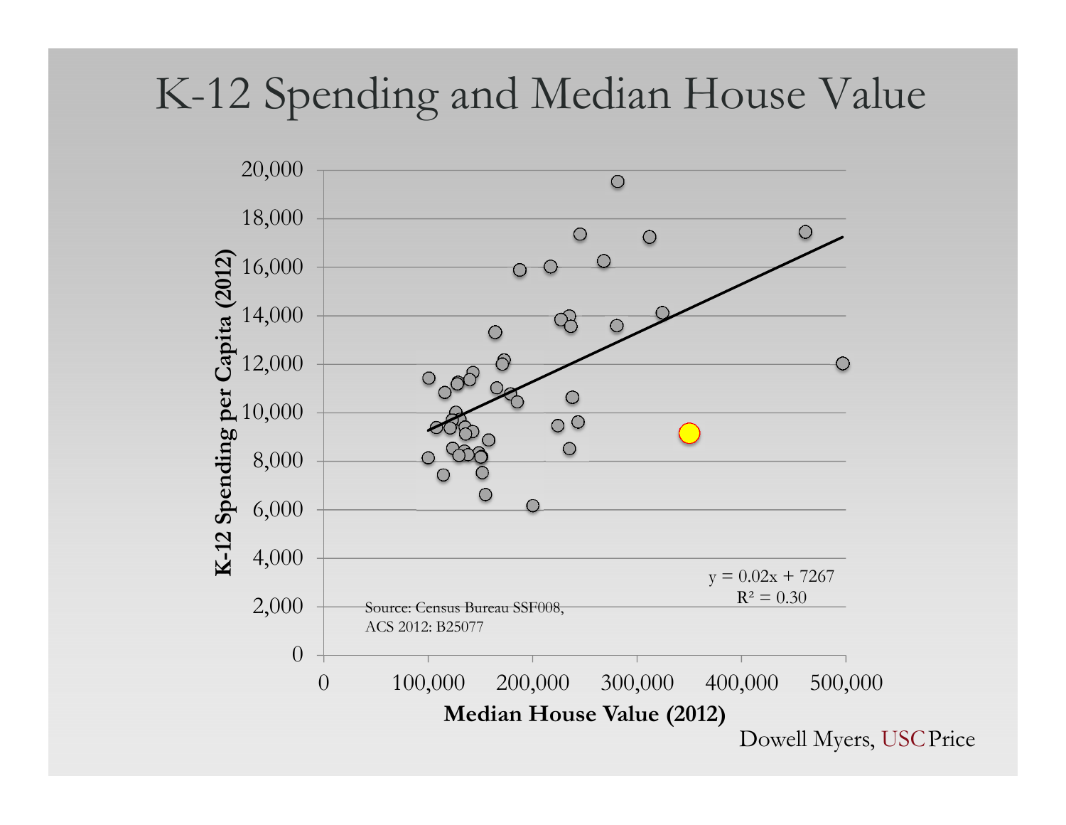# K-12 Spending and Median House Value

K-12 Spending per Capita (2012)

20,000
18,000
16,000
14,000
12,000
10,000
8,000
6,000
4,000
2,000
0

0 100,000 200,000 300,000 400,000 500,000

Median House Value (2012)

$y = 0.02x + 7267$
$R^2 = 0.30$

Source: Census Bureau SSF008, ACS 2012: B25077

Dowell Myers, USC Price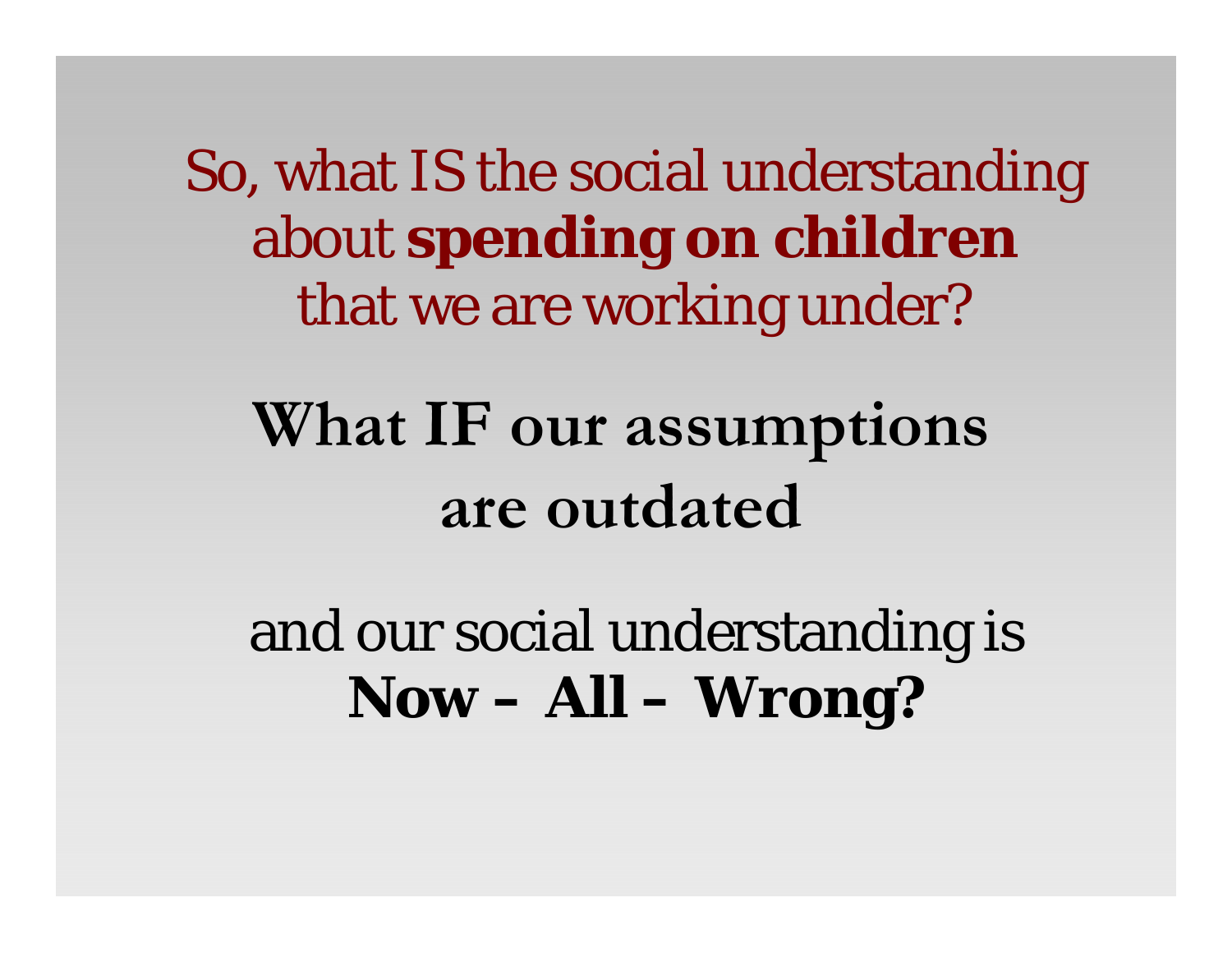So, what IS the social understanding about **spending on children** that we are working under?

**What IF our assumptions are outdated**

and our social understanding is
**Now – All – Wrong?**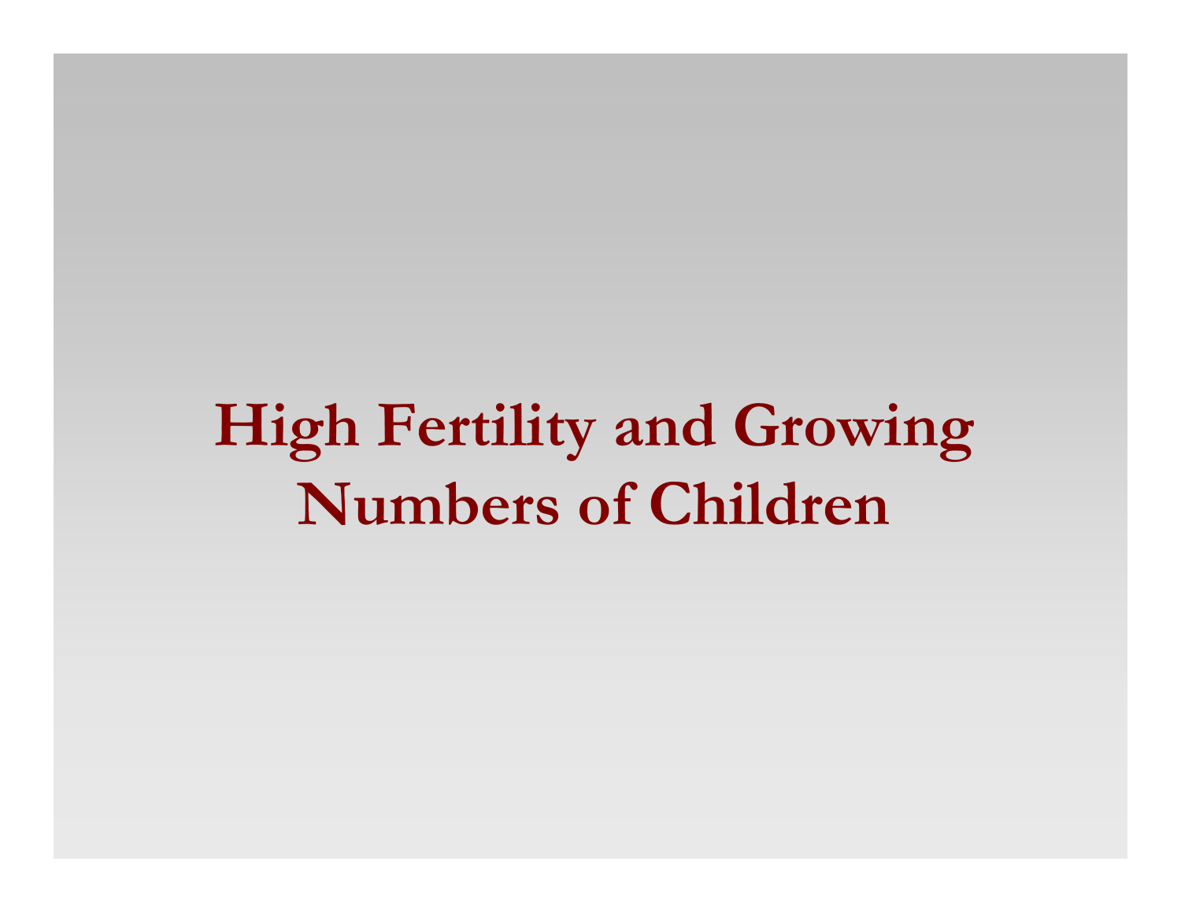# High Fertility and Growing Numbers of Children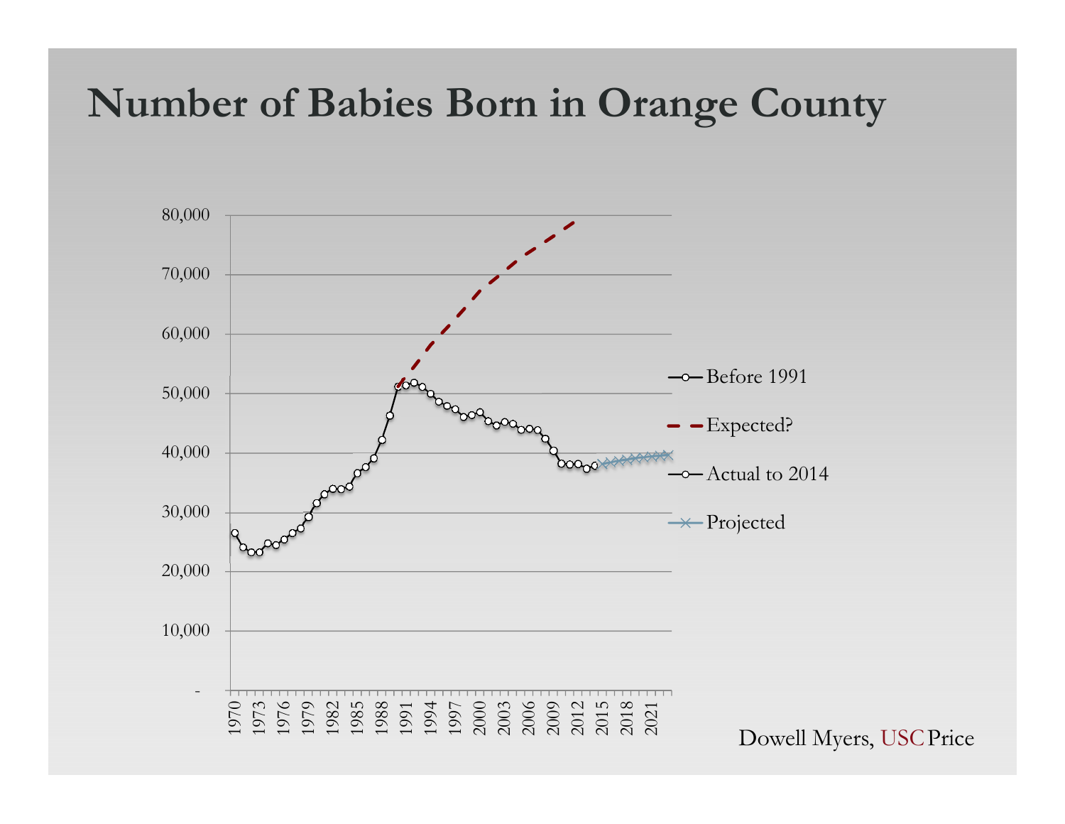# Number of Babies Born in Orange County

80,000
70,000
60,000
50,000
40,000
30,000
20,000
10,000
-

1970 1973 1976 1979 1982 1985 1988 1991 1994 1997 2000 2003 2006 2009 2012 2015 2018 2021

- Before 1991
- Expected?
- Actual to 2014
- Projected

Dowell Myers, USC Price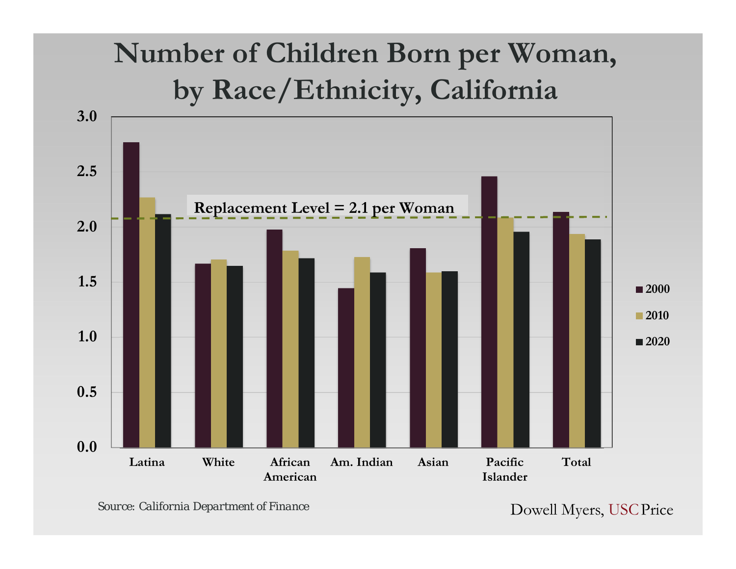# Number of Children Born per Woman, by Race/Ethnicity, California

Replacement Level = 2.1 per Woman

| | 2000 | 2010 | 2020 |
|---|---|---|---|
| Latina | 2.77 | 2.27 | 2.12 |
| White | 1.67 | 1.71 | 1.65 |
| African American | 1.98 | 1.79 | 1.72 |
| Am. Indian | 1.45 | 1.73 | 1.59 |
| Asian | 1.81 | 1.59 | 1.60 |
| Pacific Islander | 2.46 | 2.09 | 1.96 |
| Total | 2.14 | 1.94 | 1.89 |

Source: California Department of Finance

Dowell Myers, USC Price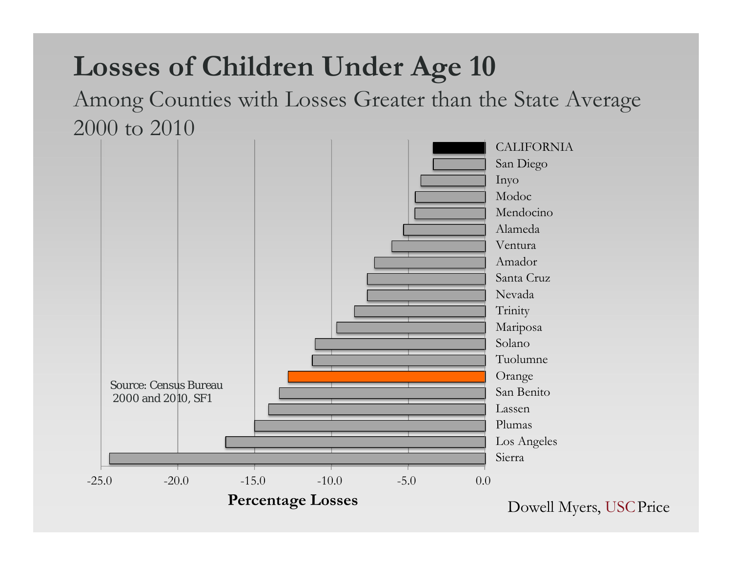# Losses of Children Under Age 10

Among Counties with Losses Greater than the State Average
2000 to 2010

CALIFORNIA
San Diego
Inyo
Modoc
Mendocino
Alameda
Ventura
Amador
Santa Cruz
Nevada
Trinity
Mariposa
Solano
Tuolumne
Orange
San Benito
Lassen
Plumas
Los Angeles
Sierra

Source: Census Bureau
2000 and 2010, SF1

-25.0 -20.0 -15.0 -10.0 -5.0 0.0

**Percentage Losses**

Dowell Myers, USC Price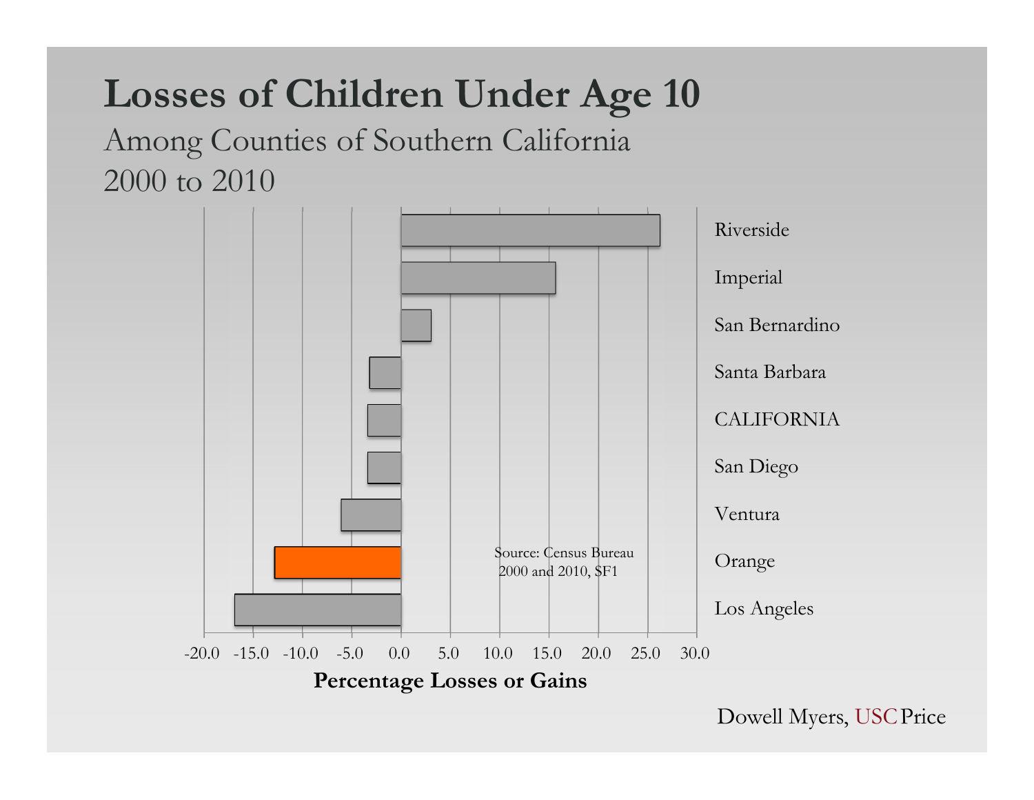# Losses of Children Under Age 10

Among Counties of Southern California
2000 to 2010

Riverside
Imperial
San Bernardino
Santa Barbara
CALIFORNIA
San Diego
Ventura
Orange
Los Angeles

Source: Census Bureau 2000 and 2010, SF1

-20.0 -15.0 -10.0 -5.0 0.0 5.0 10.0 15.0 20.0 25.0 30.0

**Percentage Losses or Gains**

Dowell Myers, USC Price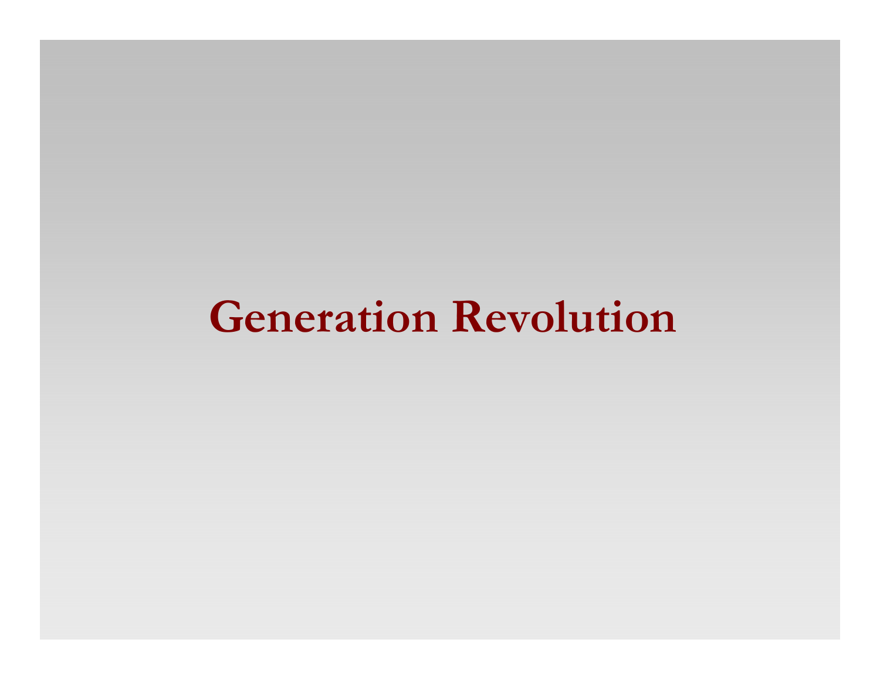# Generation Revolution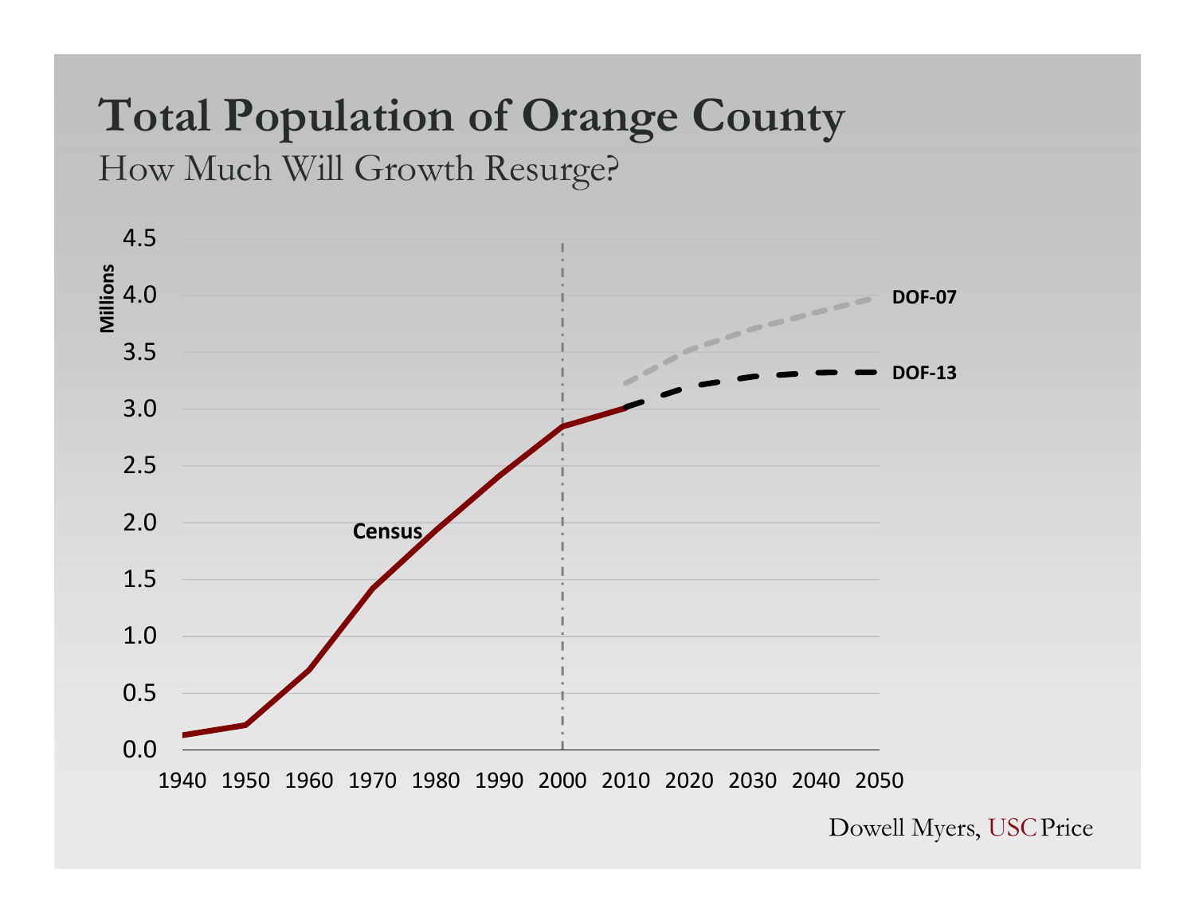# Total Population of Orange County

How Much Will Growth Resurge?

Dowell Myers, USC Price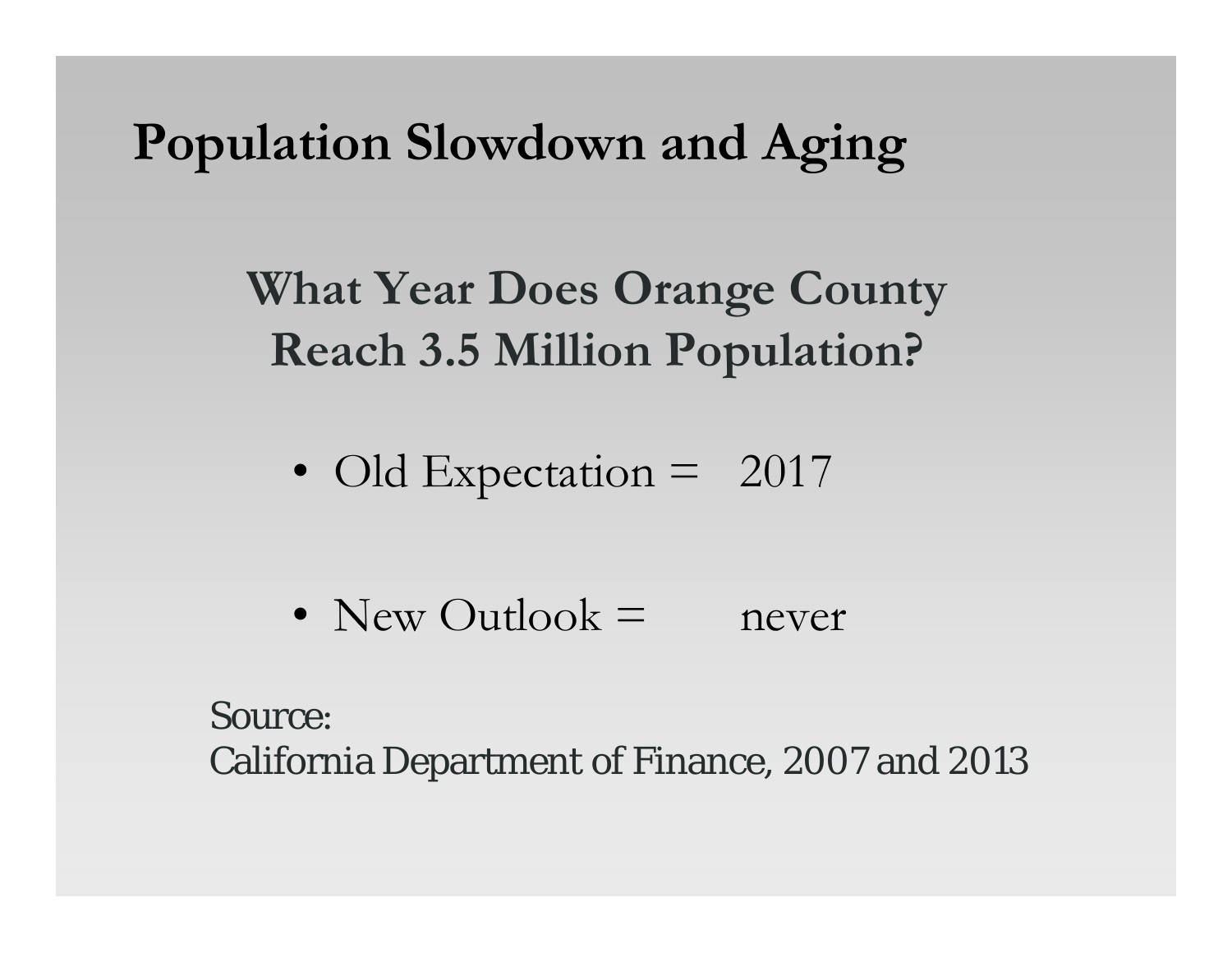# Population Slowdown and Aging

## What Year Does Orange County Reach 3.5 Million Population?

- Old Expectation = 2017
- New Outlook = never

Source:
California Department of Finance, 2007 and 2013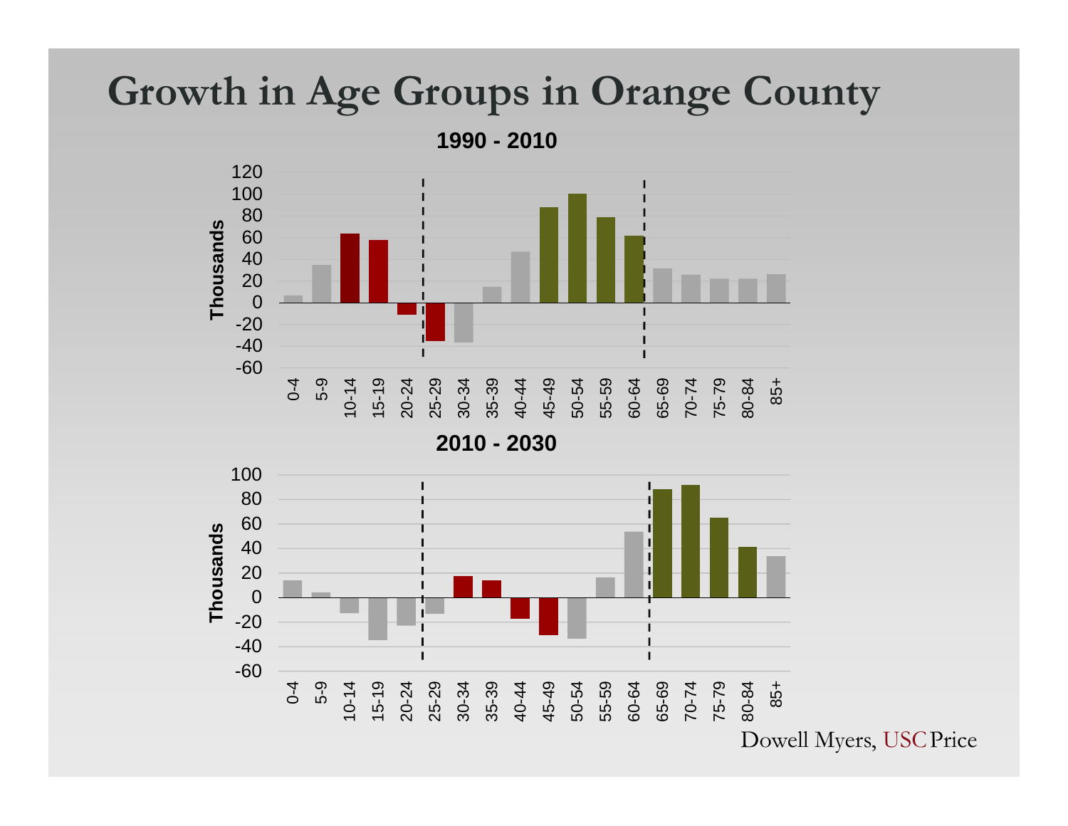# Growth in Age Groups in Orange County

**1990 - 2010**

**2010 - 2030**

Dowell Myers, USC Price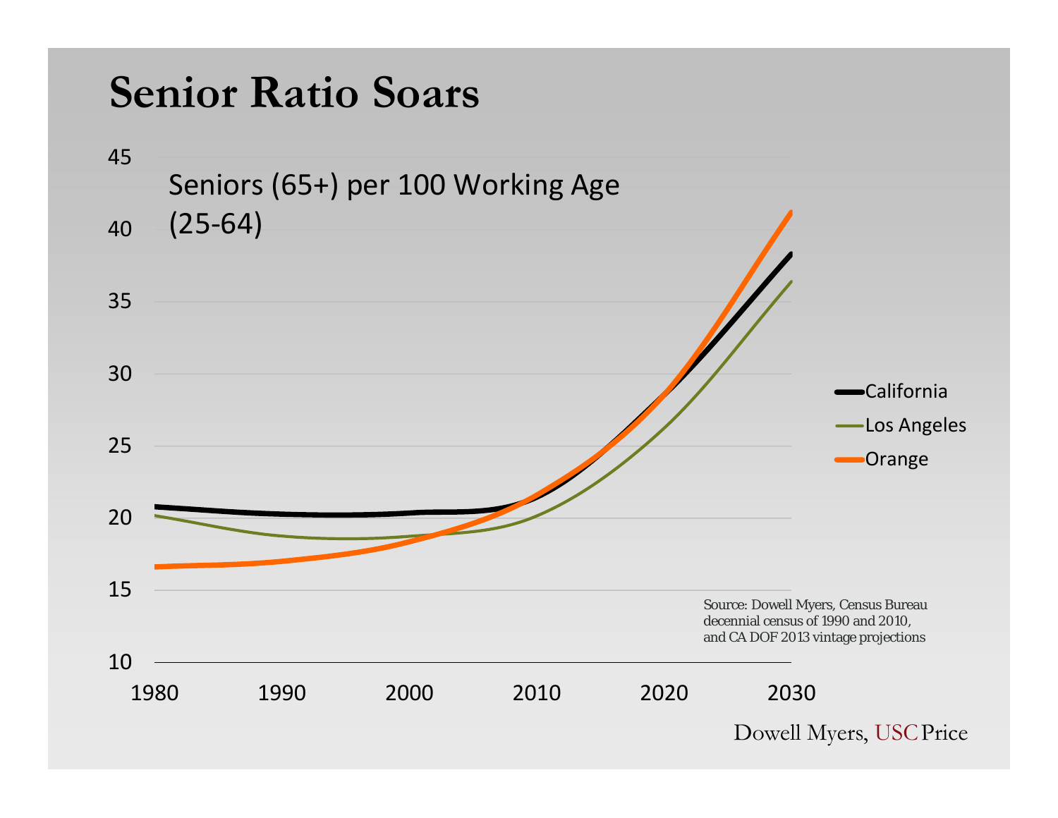# Senior Ratio Soars

Seniors (65+) per 100 Working Age (25-64)

California

Los Angeles

Orange

Source: Dowell Myers, Census Bureau decennial census of 1990 and 2010, and CA DOF 2013 vintage projections

Dowell Myers, USC Price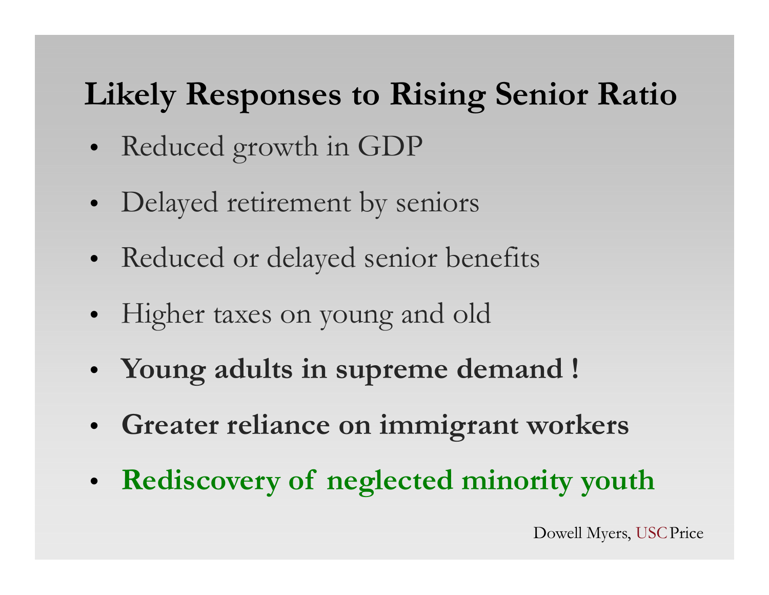# Likely Responses to Rising Senior Ratio

- Reduced growth in GDP
- Delayed retirement by seniors
- Reduced or delayed senior benefits
- Higher taxes on young and old
- **Young adults in supreme demand !**
- **Greater reliance on immigrant workers**
- **Rediscovery of neglected minority youth**

Dowell Myers, USC Price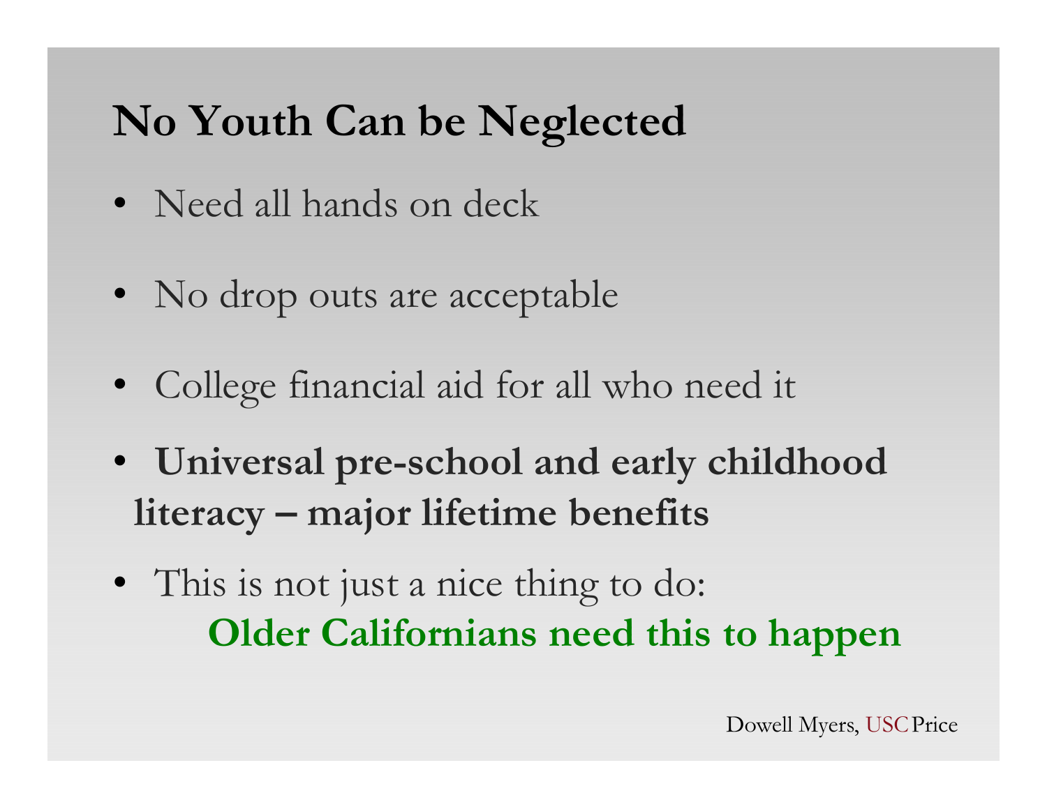# No Youth Can be Neglected

- Need all hands on deck
- No drop outs are acceptable
- College financial aid for all who need it
- **Universal pre-school and early childhood literacy – major lifetime benefits**
- This is not just a nice thing to do:
  **Older Californians need this to happen**

Dowell Myers, USC Price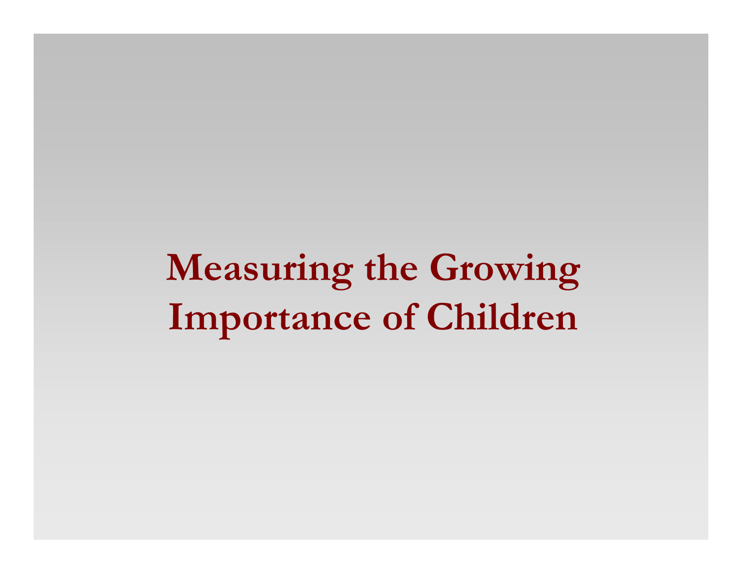# Measuring the Growing Importance of Children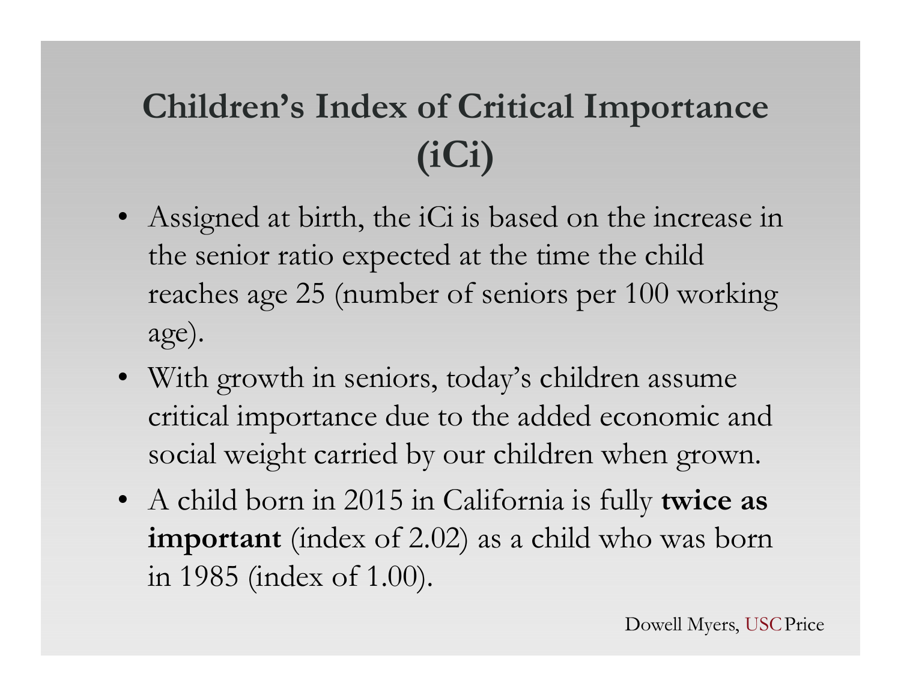# Children's Index of Critical Importance (iCi)

- Assigned at birth, the iCi is based on the increase in the senior ratio expected at the time the child reaches age 25 (number of seniors per 100 working age).
- With growth in seniors, today's children assume critical importance due to the added economic and social weight carried by our children when grown.
- A child born in 2015 in California is fully **twice as important** (index of 2.02) as a child who was born in 1985 (index of 1.00).

Dowell Myers, USC Price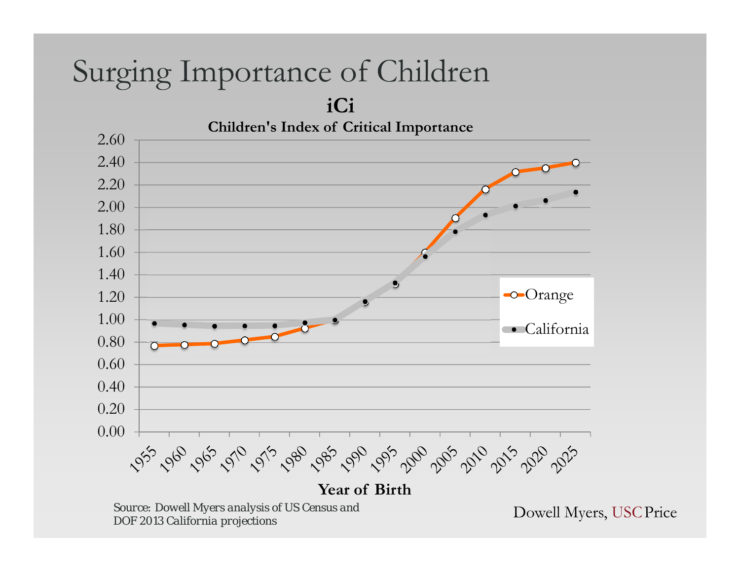# Surging Importance of Children

**iCi**

**Children's Index of Critical Importance**

| Year of Birth | Orange | California |
|---|---|---|
| 1955 | 0.77 | 0.97 |
| 1960 | 0.78 | 0.95 |
| 1965 | 0.79 | 0.94 |
| 1970 | 0.82 | 0.94 |
| 1975 | 0.85 | 0.94 |
| 1980 | 0.92 | 0.97 |
| 1985 | 1.00 | 1.00 |
| 1990 | 1.16 | 1.16 |
| 1995 | 1.31 | 1.33 |
| 2000 | 1.60 | 1.56 |
| 2005 | 1.91 | 1.78 |
| 2010 | 2.16 | 1.93 |
| 2015 | 2.31 | 2.01 |
| 2020 | 2.35 | 2.06 |
| 2025 | 2.40 | 2.13 |

Source: Dowell Myers analysis of US Census and DOF 2013 California projections

Dowell Myers, USC Price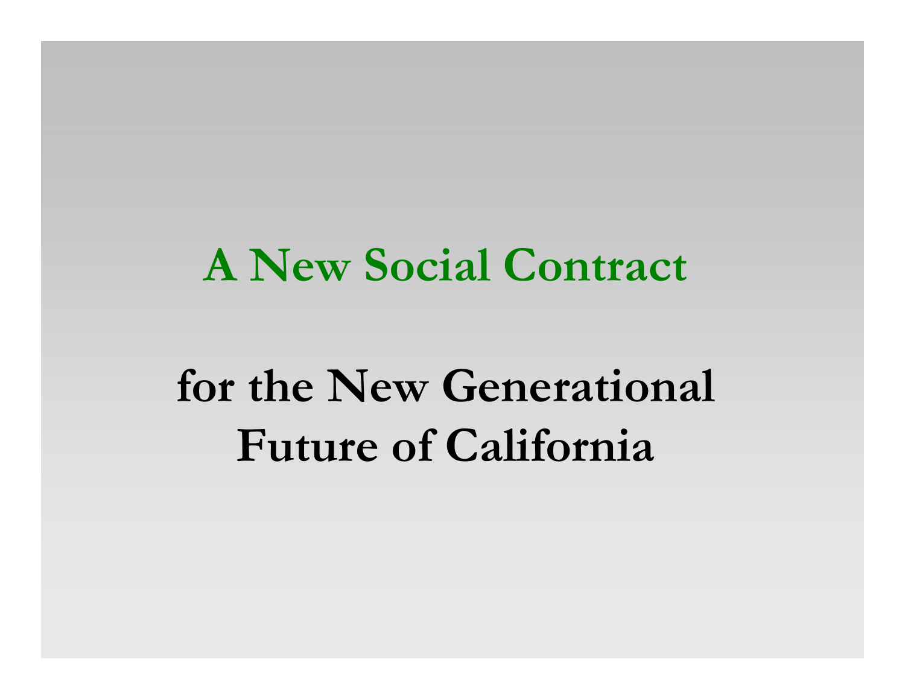# A New Social Contract

## for the New Generational Future of California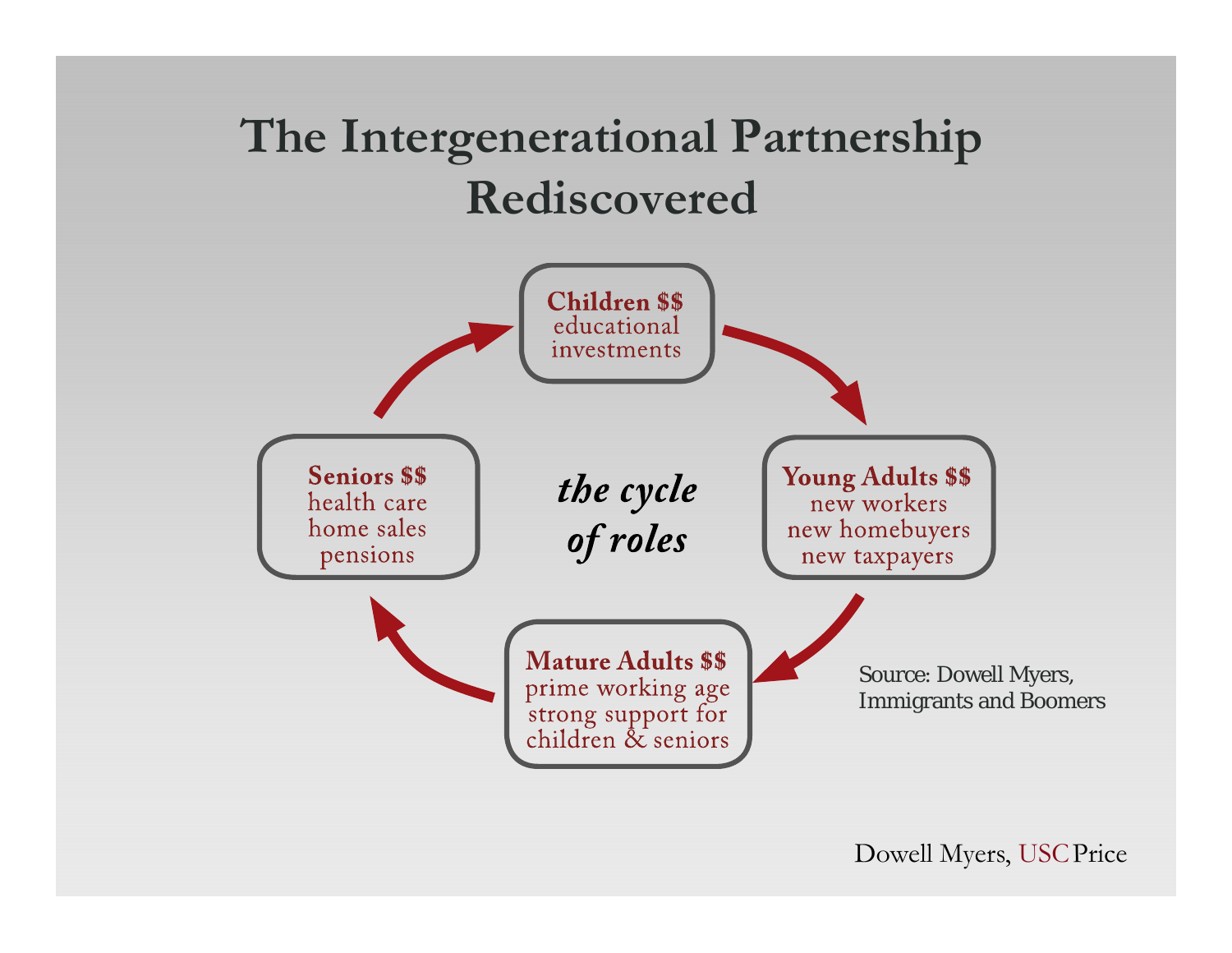# The Intergenerational Partnership Rediscovered

**Children $$**
educational investments

**Young Adults $$**
new workers
new homebuyers
new taxpayers

**Mature Adults $$**
prime working age
strong support for children & seniors

**Seniors $$**
health care
home sales
pensions

*the cycle of roles*

Source: Dowell Myers, Immigrants and Boomers

Dowell Myers, USC Price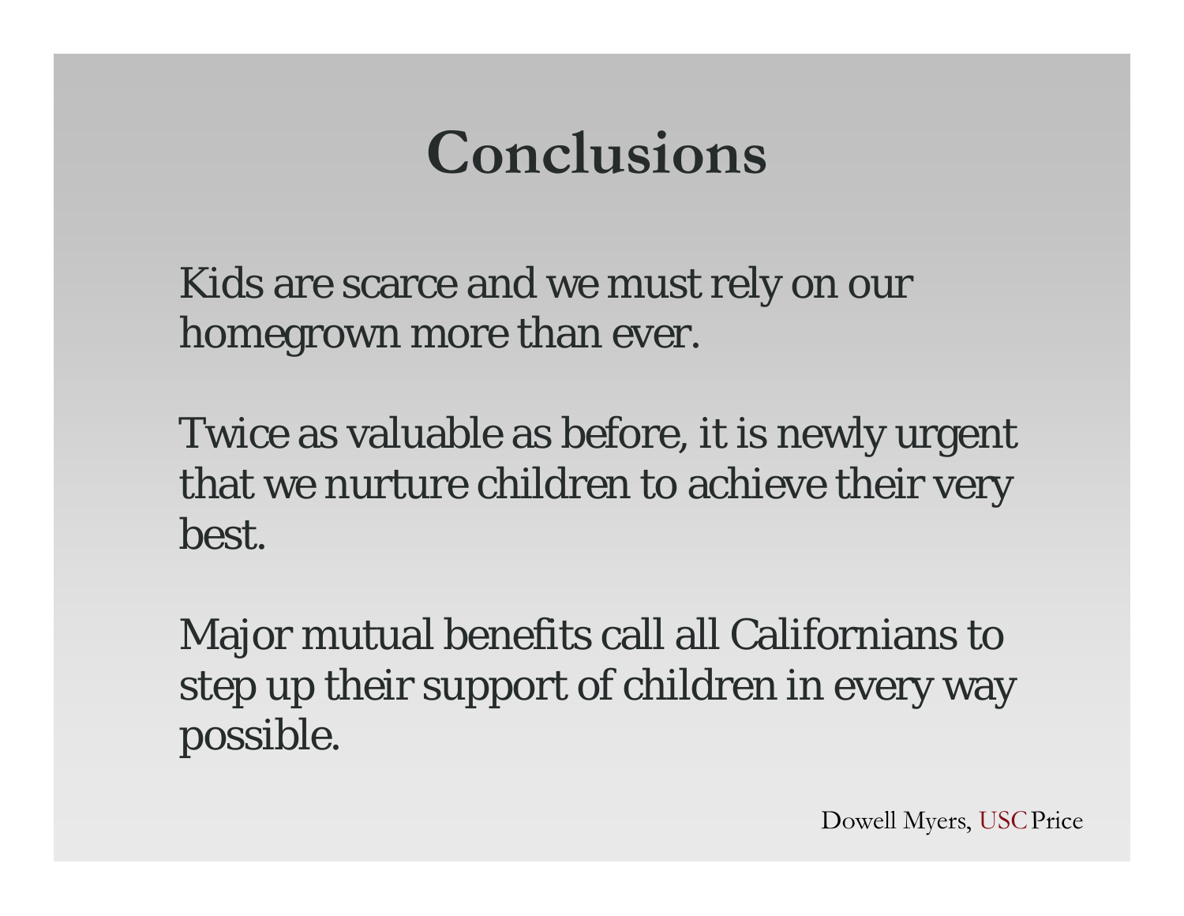# Conclusions

Kids are scarce and we must rely on our homegrown more than ever.

Twice as valuable as before, it is newly urgent that we nurture children to achieve their very best.

Major mutual benefits call all Californians to step up their support of children in every way possible.

Dowell Myers, USC Price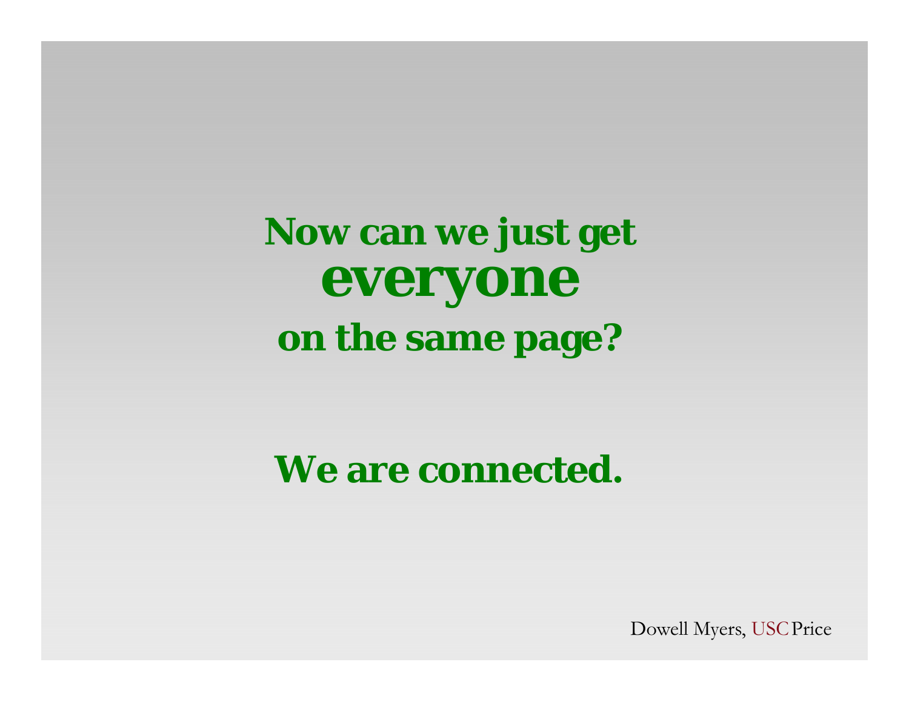**Now can we just get**
# **everyone**
**on the same page?**

**We are connected.**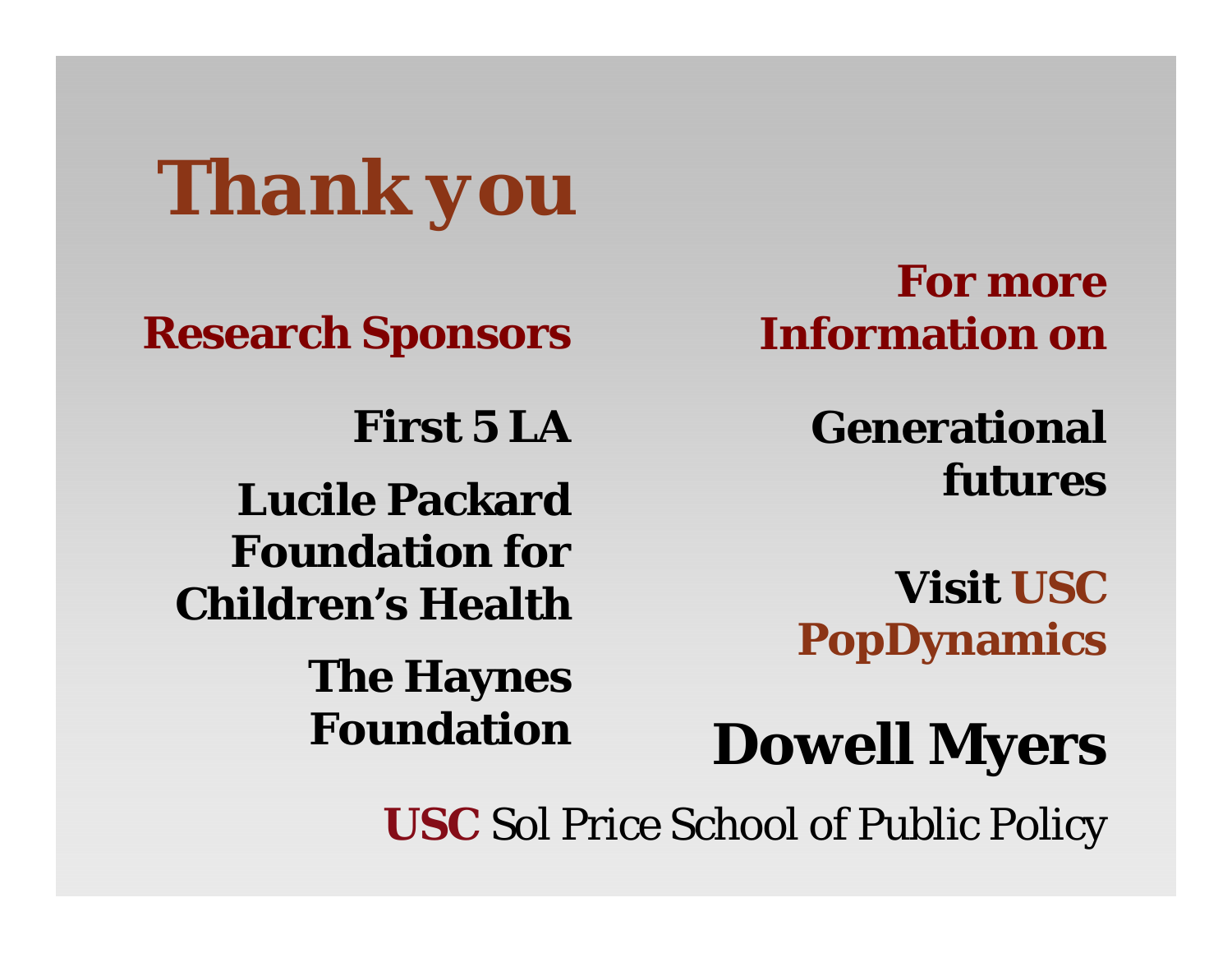# Thank you

## Research Sponsors

**First 5 LA**

**Lucile Packard Foundation for Children's Health**

**The Haynes Foundation**

## For more Information on

**Generational futures**

**Visit USC PopDynamics**

## Dowell Myers

**USC** *Sol Price School of Public Policy*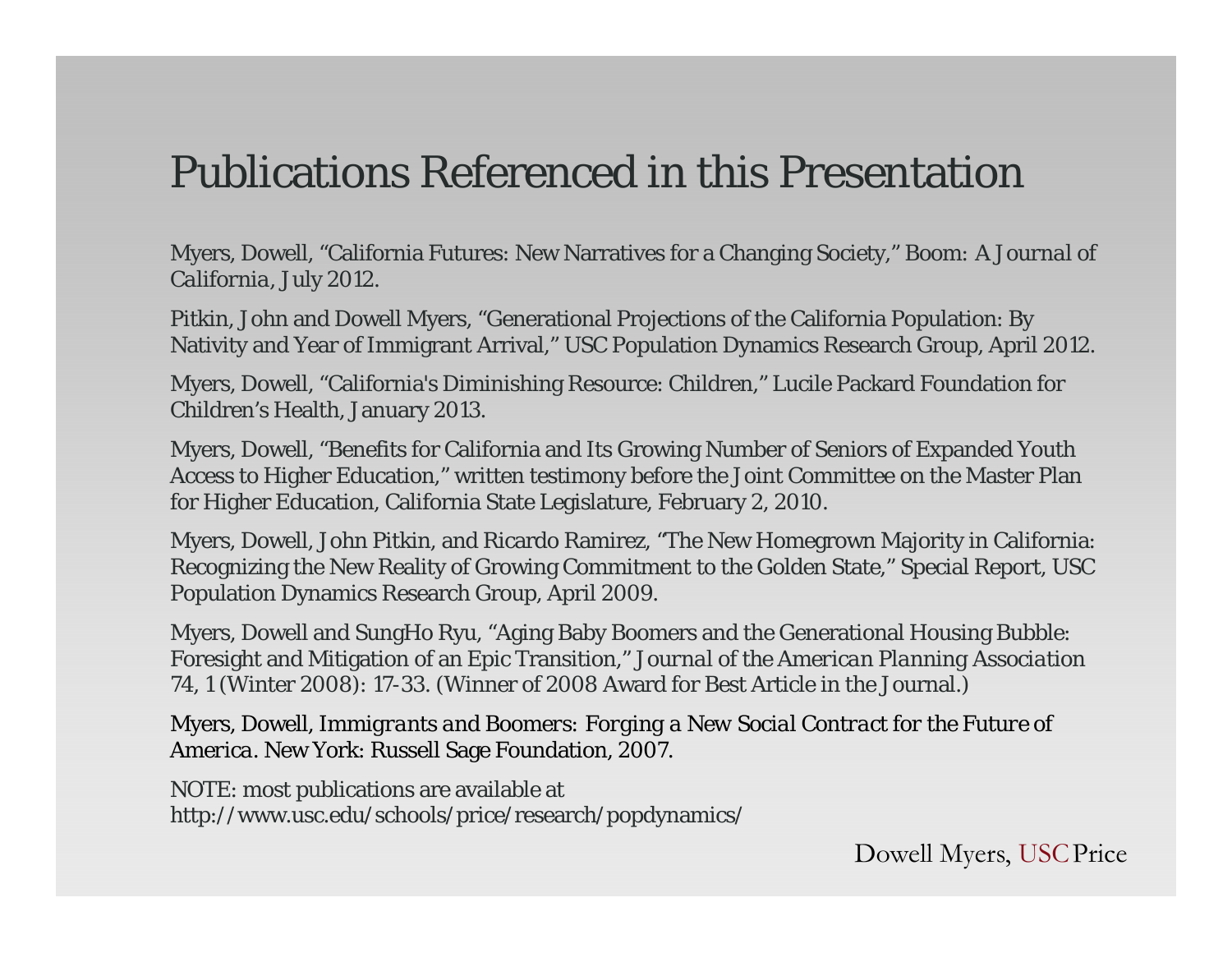# Publications Referenced in this Presentation

Myers, Dowell, "California Futures: New Narratives for a Changing Society," Boom: *A Journal of California*, July 2012.

Pitkin, John and Dowell Myers, "Generational Projections of the California Population: By Nativity and Year of Immigrant Arrival," USC Population Dynamics Research Group, April 2012.

Myers, Dowell, "California's Diminishing Resource: Children," Lucile Packard Foundation for Children's Health, January 2013.

Myers, Dowell, "Benefits for California and Its Growing Number of Seniors of Expanded Youth Access to Higher Education," written testimony before the Joint Committee on the Master Plan for Higher Education, California State Legislature, February 2, 2010.

Myers, Dowell, John Pitkin, and Ricardo Ramirez, "The New Homegrown Majority in California: Recognizing the New Reality of Growing Commitment to the Golden State," Special Report, USC Population Dynamics Research Group, April 2009.

Myers, Dowell and SungHo Ryu, "Aging Baby Boomers and the Generational Housing Bubble: Foresight and Mitigation of an Epic Transition," *Journal of the American Planning Association* 74, 1 (Winter 2008): 17-33. (Winner of 2008 Award for Best Article in the Journal.)

Myers, Dowell, *Immigrants and Boomers: Forging a New Social Contract for the Future of America*. New York: Russell Sage Foundation, 2007.

NOTE: most publications are available at http://www.usc.edu/schools/price/research/popdynamics/

Dowell Myers, USC Price